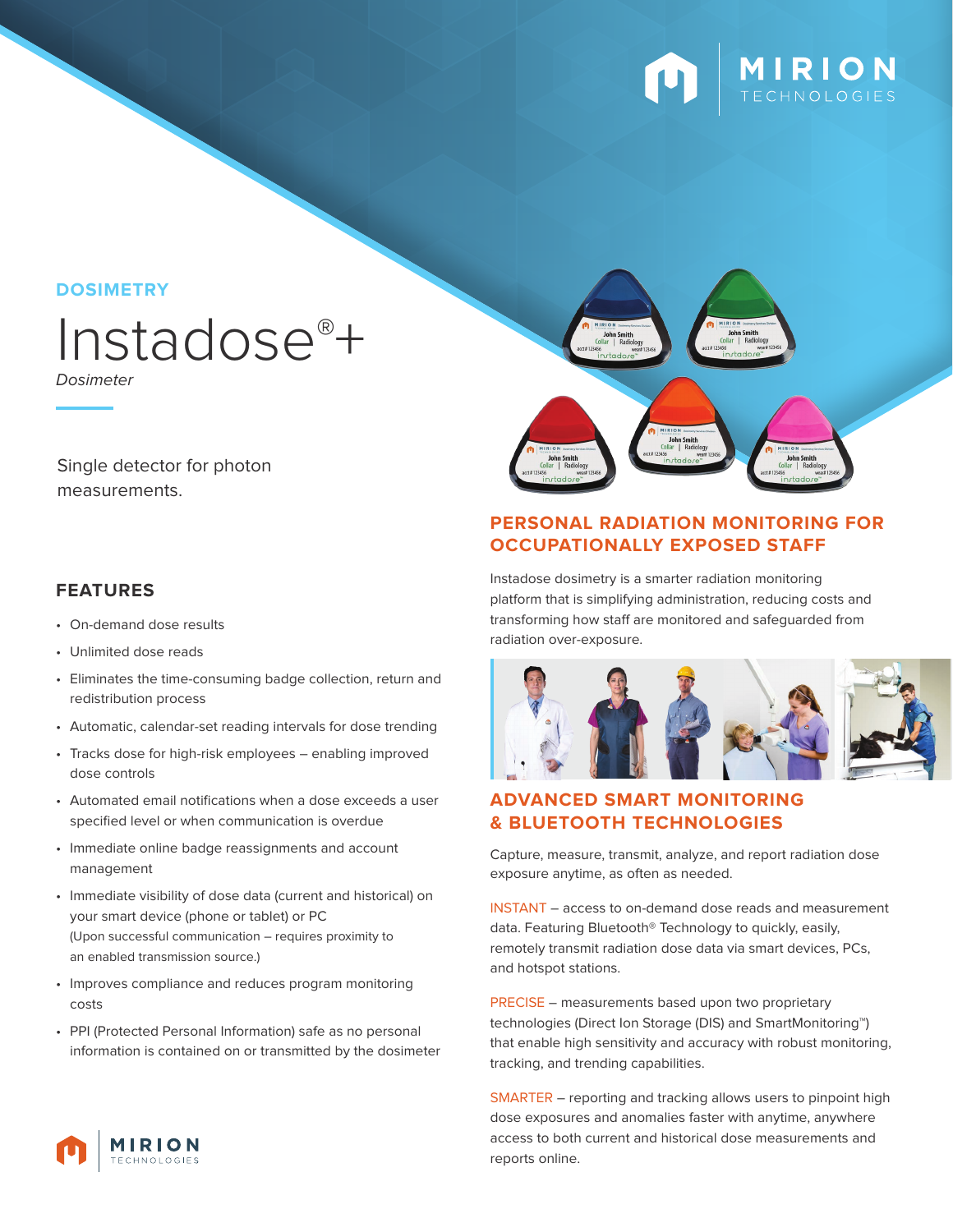DOSIMETRY

# Instadose®+

*Dosimeter*

Single detector for photon measurements.

## FEATURES

- On-demand dose results
- Unlimited dose reads
- Eliminates the time-consuming badge collection, return and redistribution process
- Automatic, calendar-set reading intervals for dose trending
- Tracks dose for high-risk employees – enabling improved dose controls
- Automated email notifications when a dose exceeds a user specified level or when communication is overdue
- Immediate online badge reassignments and account management
- Immediate visibility of dose data (current and historical) on your smart device (phone or tablet) or PC (Upon successful communication – requires proximity to an enabled transmission source.)
- Improves compliance and reduces program monitoring costs
- PPI (Protected Personal Information) safe as no personal information is contained on or transmitted by the dosimeter

## PERSONAL RADIATION MONITORING FOR OCCUPATIONALLY EXPOSED STAFF

Instadose dosimetry is a smarter radiation monitoring platform that is simplifying administration, reducing costs and transforming how staff are monitored and safeguarded from radiation over-exposure.

## ADVANCED SMART MONITORING & BLUETOOTH TECHNOLOGIES

Capture, measure, transmit, analyze, and report radiation dose exposure anytime, as often as needed.

INSTANT – access to on-demand dose reads and measurement data. Featuring Bluetooth® Technology to quickly, easily, remotely transmit radiation dose data via smart devices, PCs, and hotspot stations.

PRECISE – measurements based upon two proprietary technologies (Direct Ion Storage (DIS) and SmartMonitoring™) that enable high sensitivity and accuracy with robust monitoring, tracking, and trending capabilities.

SMARTER – reporting and tracking allows users to pinpoint high dose exposures and anomalies faster with anytime, anywhere access to both current and historical dose measurements and reports online.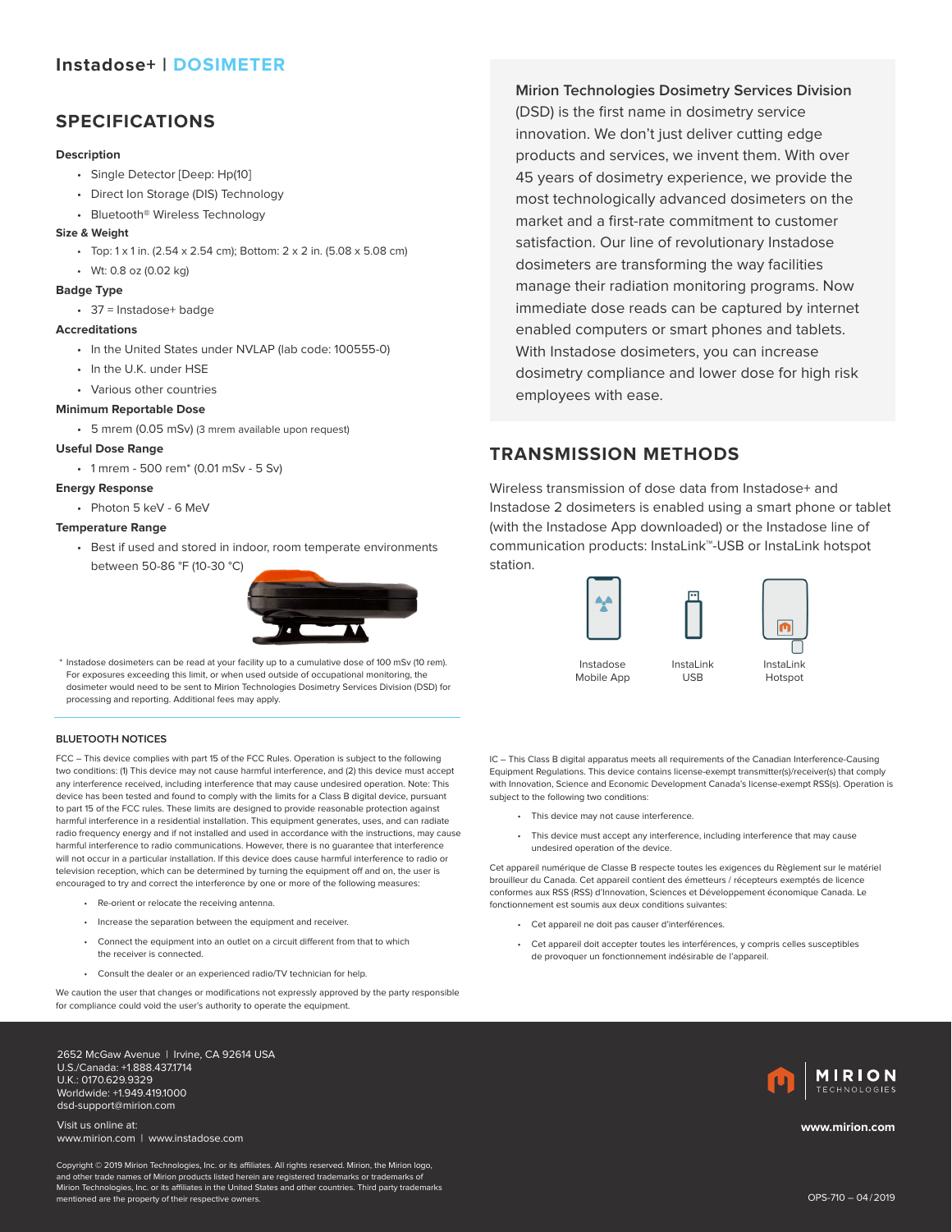## Instadose+ | DOSIMETER

## SPECIFICATIONS

**Description**

- Single Detector [Deep: Hp(10]
- Direct Ion Storage (DIS) Technology
- Bluetooth® Wireless Technology

**Size & Weight**

- Top: 1 x 1 in. (2.54 x 2.54 cm); Bottom: 2 x 2 in. (5.08 x 5.08 cm)
- Wt: 0.8 oz (0.02 kg)

**Badge Type**

- 37 = Instadose+ badge

**Accreditations**

- In the United States under NVLAP (lab code: 100555-0)
- In the U.K. under HSE
- Various other countries

**Minimum Reportable Dose**

- 5 mrem (0.05 mSv) (3 mrem available upon request)

**Useful Dose Range**

- 1 mrem - 500 rem* (0.01 mSv - 5 Sv)

**Energy Response**

- Photon 5 keV - 6 MeV

**Temperature Range**

- Best if used and stored in indoor, room temperate environments between 50-86 °F (10-30 °C)

\* Instadose dosimeters can be read at your facility up to a cumulative dose of 100 mSv (10 rem). For exposures exceeding this limit, or when used outside of occupational monitoring, the dosimeter would need to be sent to Mirion Technologies Dosimetry Services Division (DSD) for processing and reporting. Additional fees may apply.

**Mirion Technologies Dosimetry Services Division** (DSD) is the first name in dosimetry service innovation. We don't just deliver cutting edge products and services, we invent them. With over 45 years of dosimetry experience, we provide the most technologically advanced dosimeters on the market and a first-rate commitment to customer satisfaction. Our line of revolutionary Instadose dosimeters are transforming the way facilities manage their radiation monitoring programs. Now immediate dose reads can be captured by internet enabled computers or smart phones and tablets. With Instadose dosimeters, you can increase dosimetry compliance and lower dose for high risk employees with ease.

## TRANSMISSION METHODS

Wireless transmission of dose data from Instadose+ and Instadose 2 dosimeters is enabled using a smart phone or tablet (with the Instadose App downloaded) or the Instadose line of communication products: InstaLink™-USB or InstaLink hotspot station.

Instadose Mobile App

InstaLink USB

InstaLink Hotspot

### BLUETOOTH NOTICES

FCC – This device complies with part 15 of the FCC Rules. Operation is subject to the following two conditions: (1) This device may not cause harmful interference, and (2) this device must accept any interference received, including interference that may cause undesired operation. Note: This device has been tested and found to comply with the limits for a Class B digital device, pursuant to part 15 of the FCC rules. These limits are designed to provide reasonable protection against harmful interference in a residential installation. This equipment generates, uses, and can radiate radio frequency energy and if not installed and used in accordance with the instructions, may cause harmful interference to radio communications. However, there is no guarantee that interference will not occur in a particular installation. If this device does cause harmful interference to radio or television reception, which can be determined by turning the equipment off and on, the user is encouraged to try and correct the interference by one or more of the following measures:

- Re-orient or relocate the receiving antenna.
- Increase the separation between the equipment and receiver.
- Connect the equipment into an outlet on a circuit different from that to which the receiver is connected.
- Consult the dealer or an experienced radio/TV technician for help.

We caution the user that changes or modifications not expressly approved by the party responsible for compliance could void the user's authority to operate the equipment.

IC – This Class B digital apparatus meets all requirements of the Canadian Interference-Causing Equipment Regulations. This device contains license-exempt transmitter(s)/receiver(s) that comply with Innovation, Science and Economic Development Canada's license-exempt RSS(s). Operation is subject to the following two conditions:

- This device may not cause interference.
- This device must accept any interference, including interference that may cause undesired operation of the device.

Cet appareil numérique de Classe B respecte toutes les exigences du Règlement sur le matériel brouilleur du Canada. Cet appareil contient des émetteurs / récepteurs exemptés de licence conformes aux RSS (RSS) d'Innovation, Sciences et Développement économique Canada. Le fonctionnement est soumis aux deux conditions suivantes:

- Cet appareil ne doit pas causer d'interférences.
- Cet appareil doit accepter toutes les interférences, y compris celles susceptibles de provoquer un fonctionnement indésirable de l'appareil.

2652 McGaw Avenue | Irvine, CA 92614 USA
U.S./Canada: +1.888.437.1714
U.K.: 0170.629.9329
Worldwide: +1.949.419.1000
dsd-support@mirion.com

Visit us online at:
www.mirion.com | www.instadose.com

MIRION TECHNOLOGIES

www.mirion.com

Copyright © 2019 Mirion Technologies, Inc. or its affiliates. All rights reserved. Mirion, the Mirion logo, and other trade names of Mirion products listed herein are registered trademarks or trademarks of Mirion Technologies, Inc. or its affiliates in the United States and other countries. Third party trademarks mentioned are the property of their respective owners.

OPS-710 – 04/2019